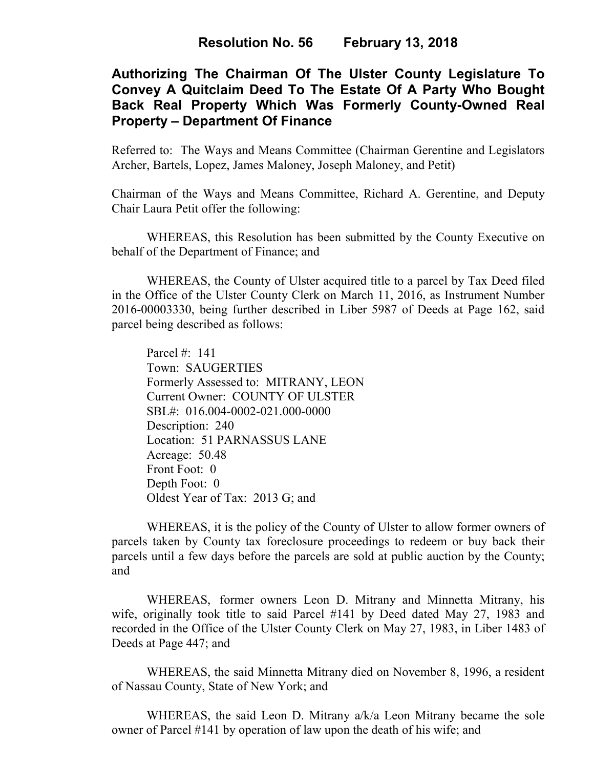# Resolution No. 56 February 13, 2018

## Authorizing The Chairman Of The Ulster County Legislature To Convey A Quitclaim Deed To The Estate Of A Party Who Bought Back Real Property Which Was Formerly County-Owned Real Property – Department Of Finance

Referred to: The Ways and Means Committee (Chairman Gerentine and Legislators Archer, Bartels, Lopez, James Maloney, Joseph Maloney, and Petit)

Chairman of the Ways and Means Committee, Richard A. Gerentine, and Deputy Chair Laura Petit offer the following:

WHEREAS, this Resolution has been submitted by the County Executive on behalf of the Department of Finance; and

WHEREAS, the County of Ulster acquired title to a parcel by Tax Deed filed in the Office of the Ulster County Clerk on March 11, 2016, as Instrument Number 2016-00003330, being further described in Liber 5987 of Deeds at Page 162, said parcel being described as follows:

Parcel #: 141
Town: SAUGERTIES
Formerly Assessed to: MITRANY, LEON
Current Owner: COUNTY OF ULSTER
SBL#: 016.004-0002-021.000-0000
Description: 240
Location: 51 PARNASSUS LANE
Acreage: 50.48
Front Foot: 0
Depth Foot: 0
Oldest Year of Tax: 2013 G; and

WHEREAS, it is the policy of the County of Ulster to allow former owners of parcels taken by County tax foreclosure proceedings to redeem or buy back their parcels until a few days before the parcels are sold at public auction by the County; and

WHEREAS, former owners Leon D. Mitrany and Minnetta Mitrany, his wife, originally took title to said Parcel #141 by Deed dated May 27, 1983 and recorded in the Office of the Ulster County Clerk on May 27, 1983, in Liber 1483 of Deeds at Page 447; and

WHEREAS, the said Minnetta Mitrany died on November 8, 1996, a resident of Nassau County, State of New York; and

WHEREAS, the said Leon D. Mitrany a/k/a Leon Mitrany became the sole owner of Parcel #141 by operation of law upon the death of his wife; and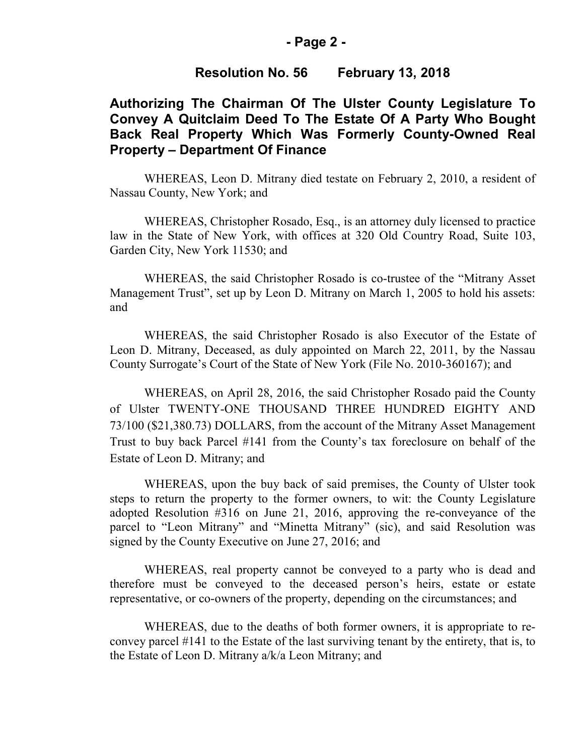## Resolution No. 56 February 13, 2018

## Authorizing The Chairman Of The Ulster County Legislature To Convey A Quitclaim Deed To The Estate Of A Party Who Bought Back Real Property Which Was Formerly County-Owned Real Property – Department Of Finance

WHEREAS, Leon D. Mitrany died testate on February 2, 2010, a resident of Nassau County, New York; and

WHEREAS, Christopher Rosado, Esq., is an attorney duly licensed to practice law in the State of New York, with offices at 320 Old Country Road, Suite 103, Garden City, New York 11530; and

WHEREAS, the said Christopher Rosado is co-trustee of the "Mitrany Asset Management Trust", set up by Leon D. Mitrany on March 1, 2005 to hold his assets: and

WHEREAS, the said Christopher Rosado is also Executor of the Estate of Leon D. Mitrany, Deceased, as duly appointed on March 22, 2011, by the Nassau County Surrogate's Court of the State of New York (File No. 2010-360167); and

WHEREAS, on April 28, 2016, the said Christopher Rosado paid the County of Ulster TWENTY-ONE THOUSAND THREE HUNDRED EIGHTY AND 73/100 ($21,380.73) DOLLARS, from the account of the Mitrany Asset Management Trust to buy back Parcel #141 from the County's tax foreclosure on behalf of the Estate of Leon D. Mitrany; and

WHEREAS, upon the buy back of said premises, the County of Ulster took steps to return the property to the former owners, to wit: the County Legislature adopted Resolution #316 on June 21, 2016, approving the re-conveyance of the parcel to "Leon Mitrany" and "Minetta Mitrany" (sic), and said Resolution was signed by the County Executive on June 27, 2016; and

WHEREAS, real property cannot be conveyed to a party who is dead and therefore must be conveyed to the deceased person's heirs, estate or estate representative, or co-owners of the property, depending on the circumstances; and

WHEREAS, due to the deaths of both former owners, it is appropriate to re-convey parcel #141 to the Estate of the last surviving tenant by the entirety, that is, to the Estate of Leon D. Mitrany a/k/a Leon Mitrany; and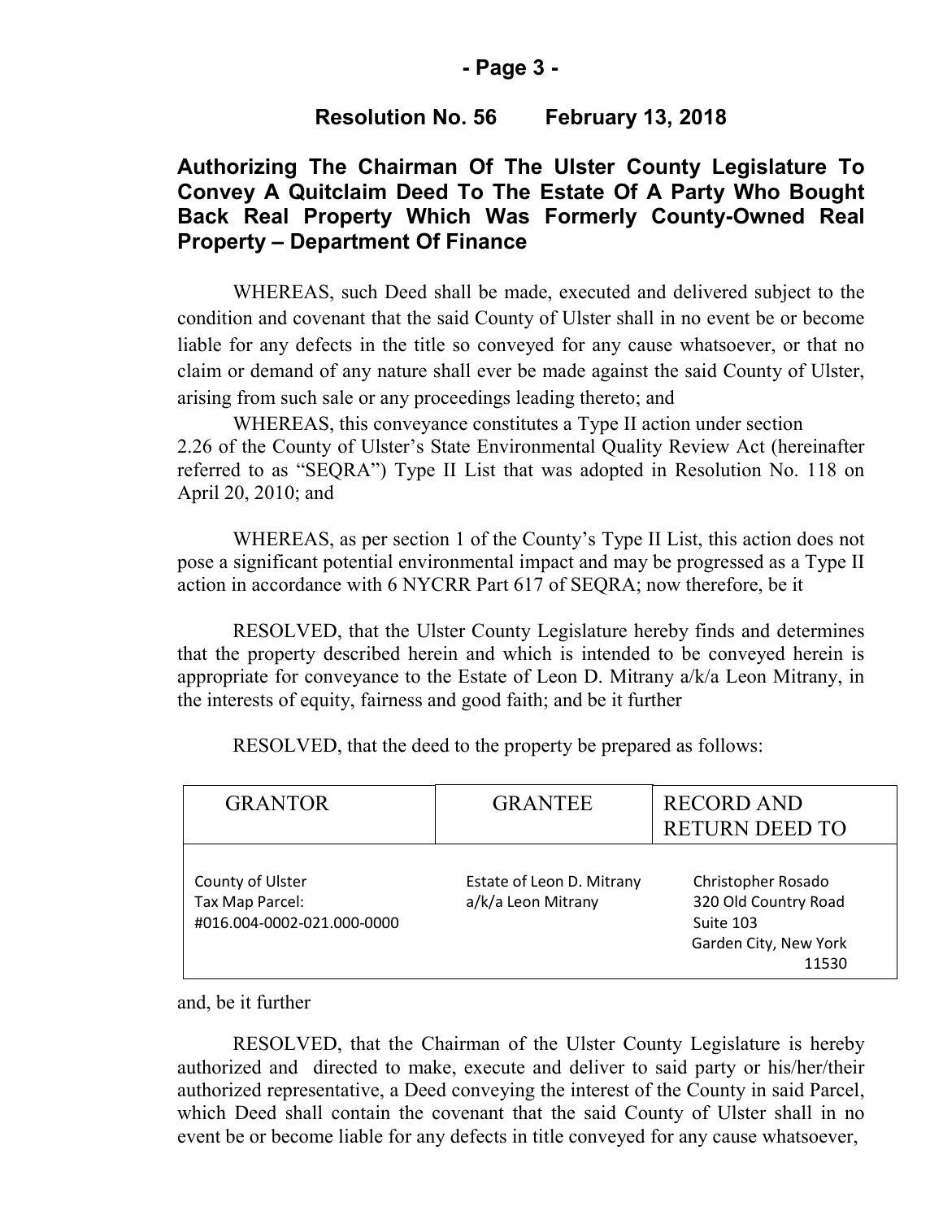**Resolution No. 56 February 13, 2018**

## Authorizing The Chairman Of The Ulster County Legislature To Convey A Quitclaim Deed To The Estate Of A Party Who Bought Back Real Property Which Was Formerly County-Owned Real Property – Department Of Finance

WHEREAS, such Deed shall be made, executed and delivered subject to the condition and covenant that the said County of Ulster shall in no event be or become liable for any defects in the title so conveyed for any cause whatsoever, or that no claim or demand of any nature shall ever be made against the said County of Ulster, arising from such sale or any proceedings leading thereto; and

WHEREAS, this conveyance constitutes a Type II action under section 2.26 of the County of Ulster's State Environmental Quality Review Act (hereinafter referred to as "SEQRA") Type II List that was adopted in Resolution No. 118 on April 20, 2010; and

WHEREAS, as per section 1 of the County's Type II List, this action does not pose a significant potential environmental impact and may be progressed as a Type II action in accordance with 6 NYCRR Part 617 of SEQRA; now therefore, be it

RESOLVED, that the Ulster County Legislature hereby finds and determines that the property described herein and which is intended to be conveyed herein is appropriate for conveyance to the Estate of Leon D. Mitrany a/k/a Leon Mitrany, in the interests of equity, fairness and good faith; and be it further

RESOLVED, that the deed to the property be prepared as follows:

| GRANTOR | GRANTEE | RECORD AND RETURN DEED TO |
|---|---|---|
| County of Ulster<br>Tax Map Parcel:<br>#016.004-0002-021.000-0000 | Estate of Leon D. Mitrany<br>a/k/a Leon Mitrany | Christopher Rosado<br>320 Old Country Road<br>Suite 103<br>Garden City, New York<br>11530 |

and, be it further

RESOLVED, that the Chairman of the Ulster County Legislature is hereby authorized and directed to make, execute and deliver to said party or his/her/their authorized representative, a Deed conveying the interest of the County in said Parcel, which Deed shall contain the covenant that the said County of Ulster shall in no event be or become liable for any defects in title conveyed for any cause whatsoever,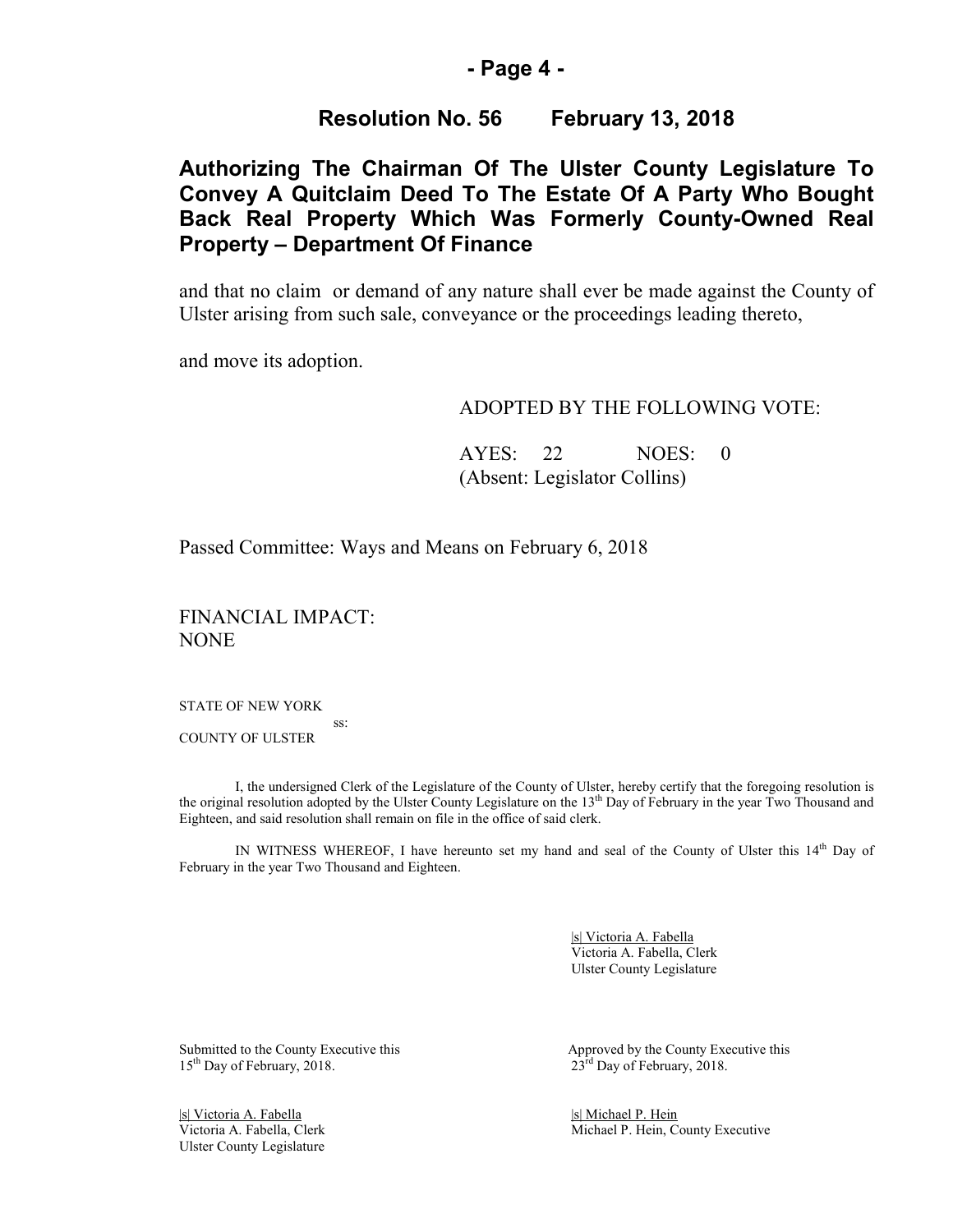## Resolution No. 56 February 13, 2018

## Authorizing The Chairman Of The Ulster County Legislature To Convey A Quitclaim Deed To The Estate Of A Party Who Bought Back Real Property Which Was Formerly County-Owned Real Property – Department Of Finance

and that no claim or demand of any nature shall ever be made against the County of Ulster arising from such sale, conveyance or the proceedings leading thereto,

and move its adoption.

ADOPTED BY THE FOLLOWING VOTE:

AYES: 22 NOES: 0
(Absent: Legislator Collins)

Passed Committee: Ways and Means on February 6, 2018

FINANCIAL IMPACT:
NONE

STATE OF NEW YORK
ss:
COUNTY OF ULSTER

I, the undersigned Clerk of the Legislature of the County of Ulster, hereby certify that the foregoing resolution is the original resolution adopted by the Ulster County Legislature on the 13th Day of February in the year Two Thousand and Eighteen, and said resolution shall remain on file in the office of said clerk.

IN WITNESS WHEREOF, I have hereunto set my hand and seal of the County of Ulster this 14th Day of February in the year Two Thousand and Eighteen.

|s| Victoria A. Fabella
Victoria A. Fabella, Clerk
Ulster County Legislature

Submitted to the County Executive this
15th Day of February, 2018.

|s| Victoria A. Fabella
Victoria A. Fabella, Clerk
Ulster County Legislature

Approved by the County Executive this
23rd Day of February, 2018.

|s| Michael P. Hein
Michael P. Hein, County Executive